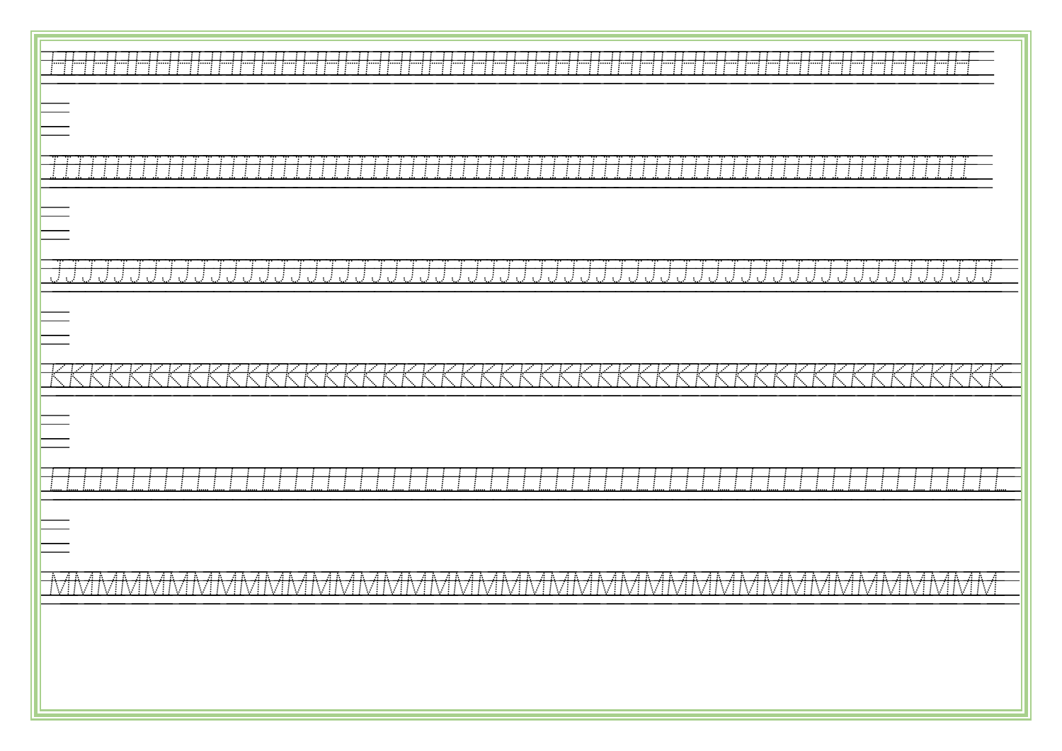HHHHHHHHHHHHHHHHHHHHHHHHHHHHHHHHHHHHHHHHHHHHH

IIIIIIIIIIIIIIIIIIIIIIIIIIIIIIIIIIIIIIIIIIIII

JJJJJJJJJJJJJJJJJJJJJJJJJJJJJJJJJJJJJJJJJJJJJJJJJJJJJJJJJJ

KKKKKKKKKKKKKKKKKKKKKKKKKKKKKKKKKKKKKKKKKKKKKKKKKK

LLLLLLLLLLLLLLLLLLLLLLLLLLLLLLLLLLLLLLLLLLLLLLLLLL

MMMMMMMMMMMMMMMMMMMMMMMMMMMMMMMMMMMMMMMMMMMMM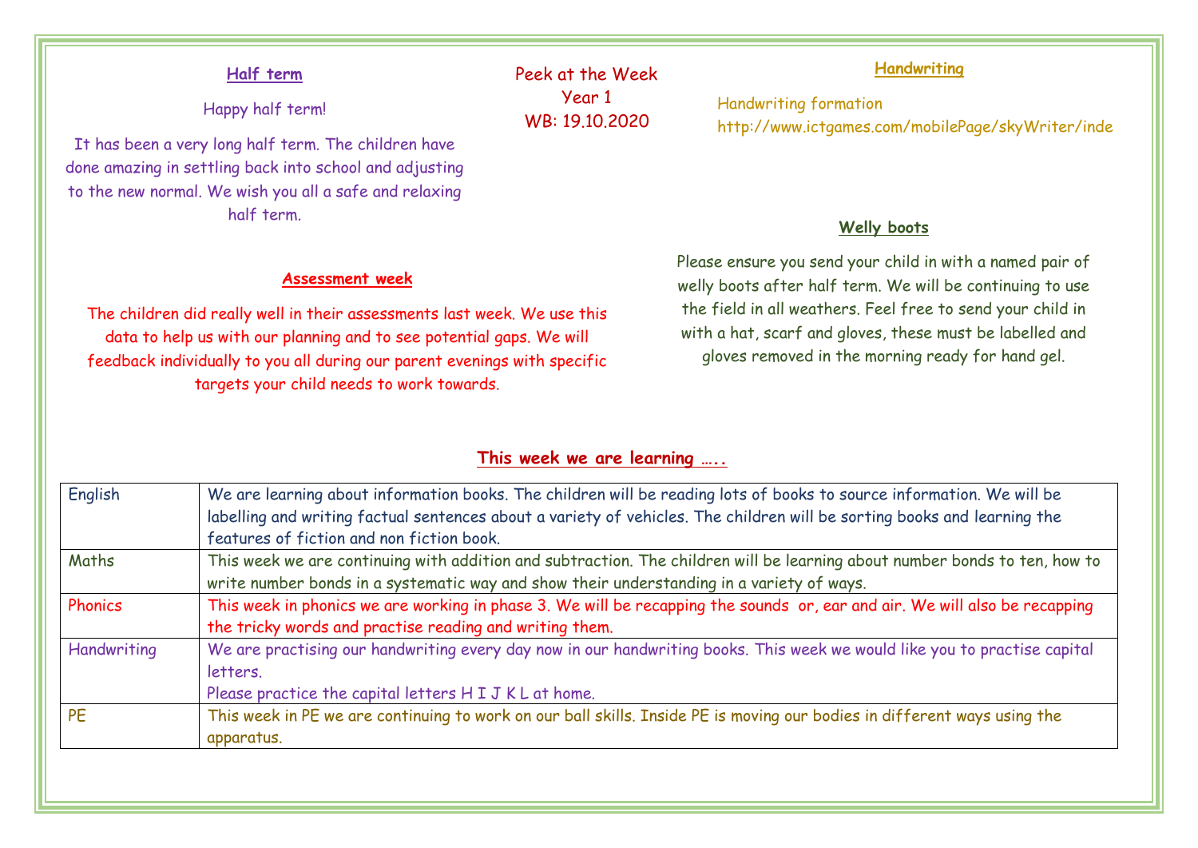# Peek at the Week
Year 1
WB: 19.10.2020

## Half term

Happy half term!

It has been a very long half term. The children have done amazing in settling back into school and adjusting to the new normal. We wish you all a safe and relaxing half term.

## Assessment week

The children did really well in their assessments last week. We use this data to help us with our planning and to see potential gaps. We will feedback individually to you all during our parent evenings with specific targets your child needs to work towards.

## Handwriting

Handwriting formation
http://www.ictgames.com/mobilePage/skyWriter/inde

## Welly boots

Please ensure you send your child in with a named pair of welly boots after half term. We will be continuing to use the field in all weathers. Feel free to send your child in with a hat, scarf and gloves, these must be labelled and gloves removed in the morning ready for hand gel.

## This week we are learning …..

| | |
|---|---|
| English | We are learning about information books. The children will be reading lots of books to source information. We will be labelling and writing factual sentences about a variety of vehicles. The children will be sorting books and learning the features of fiction and non fiction book. |
| Maths | This week we are continuing with addition and subtraction. The children will be learning about number bonds to ten, how to write number bonds in a systematic way and show their understanding in a variety of ways. |
| Phonics | This week in phonics we are working in phase 3. We will be recapping the sounds or, ear and air. We will also be recapping the tricky words and practise reading and writing them. |
| Handwriting | We are practising our handwriting every day now in our handwriting books. This week we would like you to practise capital letters.<br>Please practice the capital letters H I J K L at home. |
| PE | This week in PE we are continuing to work on our ball skills. Inside PE is moving our bodies in different ways using the apparatus. |